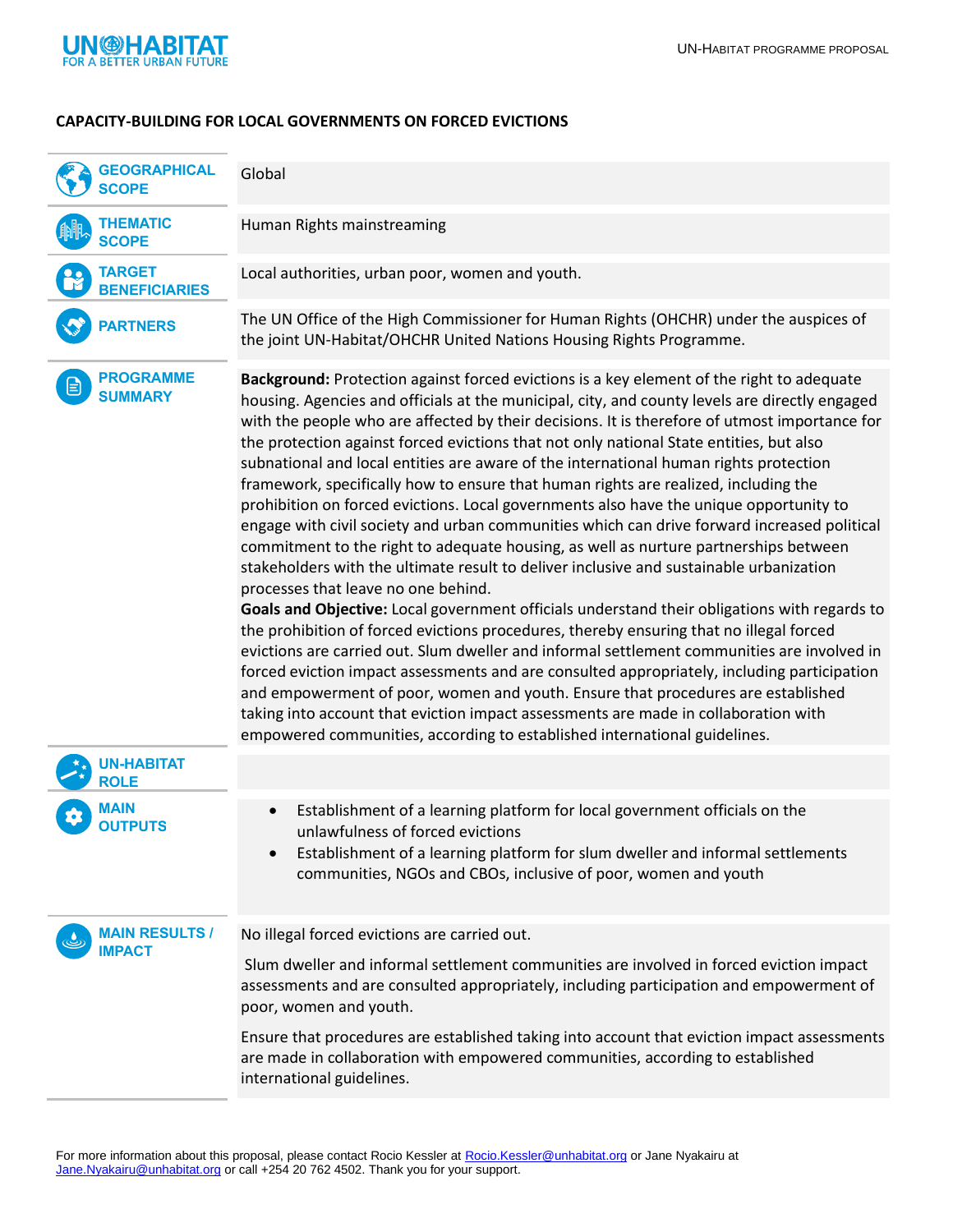# CAPACITY-BUILDING FOR LOCAL GOVERNMENTS ON FORCED EVICTIONS

| | |
|---|---|
| **GEOGRAPHICAL SCOPE** | Global |
| **THEMATIC SCOPE** | Human Rights mainstreaming |
| **TARGET BENEFICIARIES** | Local authorities, urban poor, women and youth. |
| **PARTNERS** | The UN Office of the High Commissioner for Human Rights (OHCHR) under the auspices of the joint UN-Habitat/OHCHR United Nations Housing Rights Programme. |
| **PROGRAMME SUMMARY** | **Background:** Protection against forced evictions is a key element of the right to adequate housing. Agencies and officials at the municipal, city, and county levels are directly engaged with the people who are affected by their decisions. It is therefore of utmost importance for the protection against forced evictions that not only national State entities, but also subnational and local entities are aware of the international human rights protection framework, specifically how to ensure that human rights are realized, including the prohibition on forced evictions. Local governments also have the unique opportunity to engage with civil society and urban communities which can drive forward increased political commitment to the right to adequate housing, as well as nurture partnerships between stakeholders with the ultimate result to deliver inclusive and sustainable urbanization processes that leave no one behind.<br>**Goals and Objective:** Local government officials understand their obligations with regards to the prohibition of forced evictions procedures, thereby ensuring that no illegal forced evictions are carried out. Slum dweller and informal settlement communities are involved in forced eviction impact assessments and are consulted appropriately, including participation and empowerment of poor, women and youth. Ensure that procedures are established taking into account that eviction impact assessments are made in collaboration with empowered communities, according to established international guidelines. |
| **UN-HABITAT ROLE** | |
| **MAIN OUTPUTS** | • Establishment of a learning platform for local government officials on the unlawfulness of forced evictions<br>• Establishment of a learning platform for slum dweller and informal settlements communities, NGOs and CBOs, inclusive of poor, women and youth |
| **MAIN RESULTS / IMPACT** | No illegal forced evictions are carried out.<br><br>Slum dweller and informal settlement communities are involved in forced eviction impact assessments and are consulted appropriately, including participation and empowerment of poor, women and youth.<br><br>Ensure that procedures are established taking into account that eviction impact assessments are made in collaboration with empowered communities, according to established international guidelines. |

For more information about this proposal, please contact Rocio Kessler at Rocio.Kessler@unhabitat.org or Jane Nyakairu at Jane.Nyakairu@unhabitat.org or call +254 20 762 4502. Thank you for your support.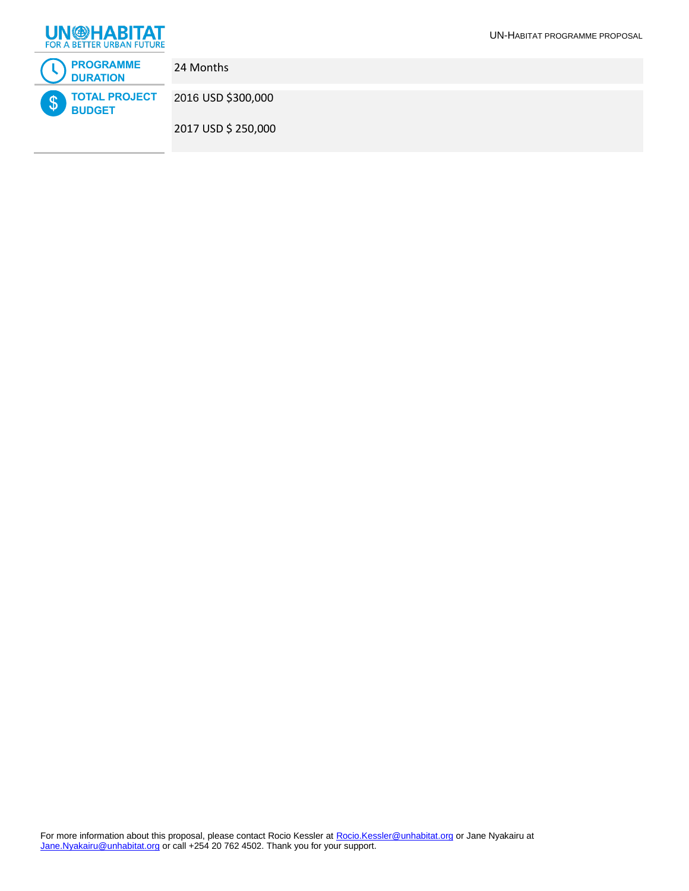| | |
|---|---|
| **PROGRAMME DURATION** | 24 Months |
| **TOTAL PROJECT BUDGET** | 2016 USD $300,000<br><br>2017 USD $ 250,000 |

For more information about this proposal, please contact Rocio Kessler at Rocio.Kessler@unhabitat.org or Jane Nyakairu at Jane.Nyakairu@unhabitat.org or call +254 20 762 4502. Thank you for your support.